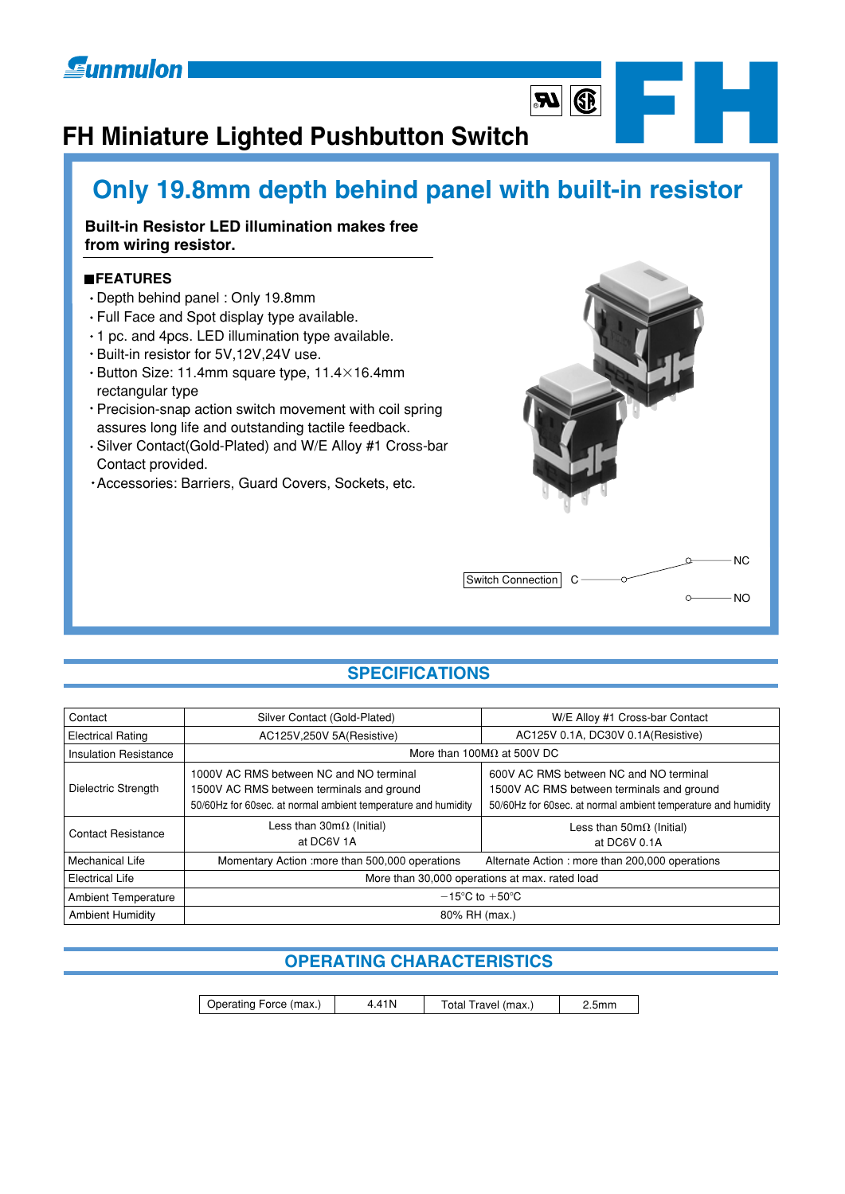# FH Miniature Lighted Pushbutton Switch

## Only 19.8mm depth behind panel with built-in resistor

**Built-in Resistor LED illumination makes free from wiring resistor.**

### ■FEATURES

- Depth behind panel : Only 19.8mm
- Full Face and Spot display type available.
- 1 pc. and 4pcs. LED illumination type available.
- Built-in resistor for 5V,12V,24V use.
- Button Size: 11.4mm square type, 11.4×16.4mm rectangular type
- Precision-snap action switch movement with coil spring assures long life and outstanding tactile feedback.
- Silver Contact(Gold-Plated) and W/E Alloy #1 Cross-bar Contact provided.
- Accessories: Barriers, Guard Covers, Sockets, etc.

Switch Connection C — NC / NO

## SPECIFICATIONS

| Contact | Silver Contact (Gold-Plated) | W/E Alloy #1 Cross-bar Contact |
|---|---|---|
| Electrical Rating | AC125V,250V 5A(Resistive) | AC125V 0.1A, DC30V 0.1A(Resistive) |
| Insulation Resistance | More than 100MΩ at 500V DC | |
| Dielectric Strength | 1000V AC RMS between NC and NO terminal<br>1500V AC RMS between terminals and ground<br>50/60Hz for 60sec. at normal ambient temperature and humidity | 600V AC RMS between NC and NO terminal<br>1500V AC RMS between terminals and ground<br>50/60Hz for 60sec. at normal ambient temperature and humidity |
| Contact Resistance | Less than 30mΩ (Initial)<br>at DC6V 1A | Less than 50mΩ (Initial)<br>at DC6V 0.1A |
| Mechanical Life | Momentary Action :more than 500,000 operations | Alternate Action : more than 200,000 operations |
| Electrical Life | More than 30,000 operations at max. rated load | |
| Ambient Temperature | −15°C to +50°C | |
| Ambient Humidity | 80% RH (max.) | |

## OPERATING CHARACTERISTICS

| Operating Force (max.) | 4.41N | Total Travel (max.) | 2.5mm |
|---|---|---|---|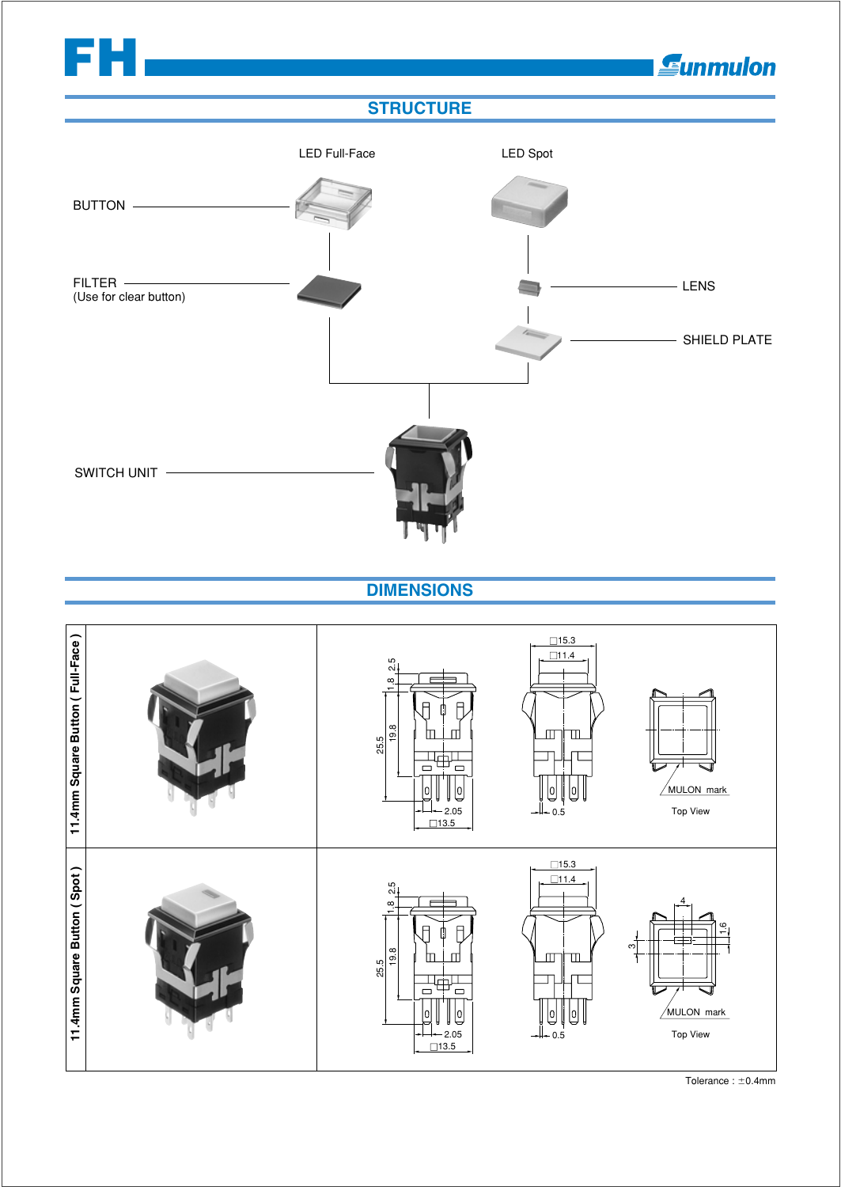## STRUCTURE

LED Full-Face

LED Spot

BUTTON

FILTER
(Use for clear button)

LENS

SHIELD PLATE

SWITCH UNIT

## DIMENSIONS

11.4mm Square Button ( Full-Face )

□15.3
□11.4
2.5
1.8
25.5
19.8
2.05
□13.5
0.5
MULON mark
Top View

11.4mm Square Button ( Spot )

□15.3
□11.4
2.5
1.8
25.5
19.8
2.05
□13.5
0.5
4
1.6
3
MULON mark
Top View

Tolerance : ±0.4mm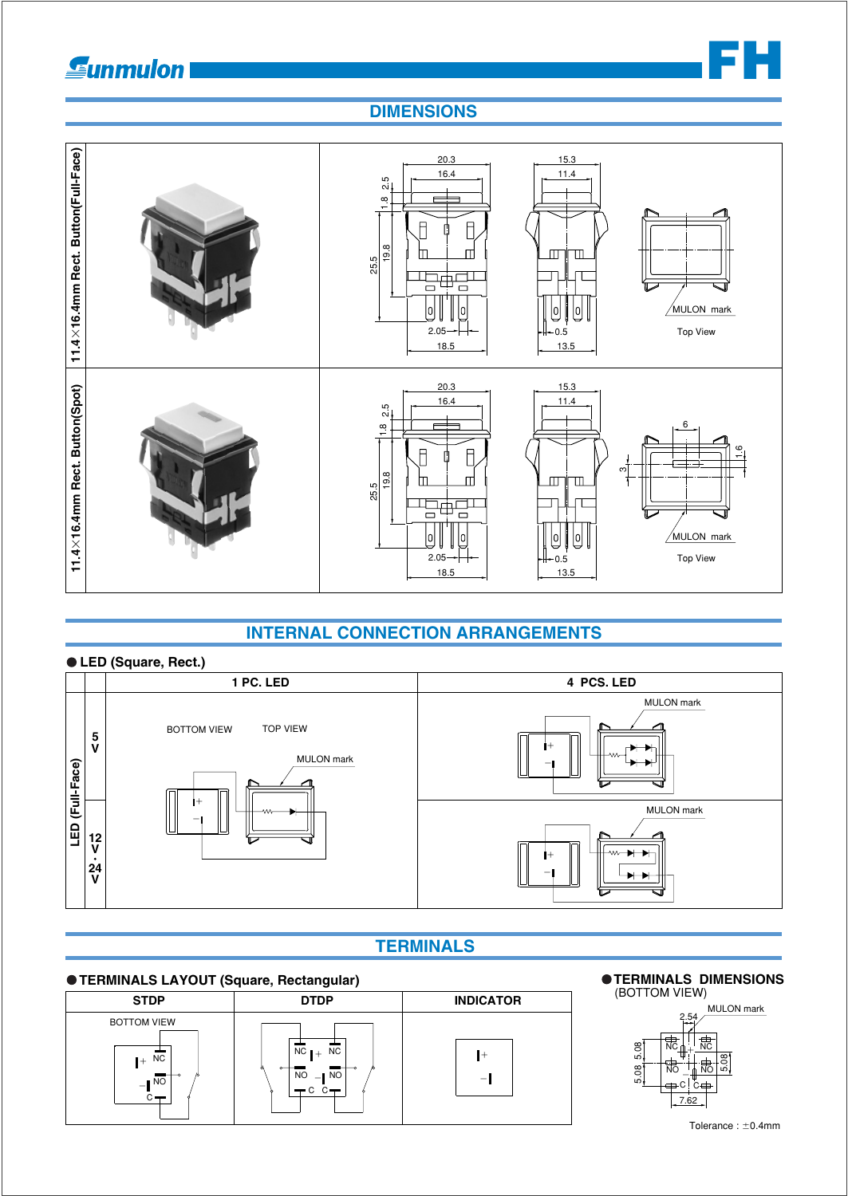# DIMENSIONS

| | |
|---|---|
| 11.4×16.4mm Rect. Button(Full-Face) | 20.3, 16.4, 2.5, 1.8, 25.5, 19.8, 2.05, 18.5, 15.3, 11.4, 0.5, 13.5, MULON mark, Top View |
| 11.4×16.4mm Rect. Button(Spot) | 20.3, 16.4, 2.5, 1.8, 25.5, 19.8, 2.05, 18.5, 15.3, 11.4, 0.5, 13.5, 6, 3, 1.6, MULON mark, Top View |

# INTERNAL CONNECTION ARRANGEMENTS

● **LED (Square, Rect.)**

| | | 1 PC. LED | 4 PCS. LED |
|---|---|---|---|
| LED (Full-Face) | 5 V | BOTTOM VIEW, TOP VIEW, MULON mark | MULON mark |
| | 12 V · 24 V | | MULON mark |

# TERMINALS

● **TERMINALS LAYOUT (Square, Rectangular)**

| STDP | DTDP | INDICATOR |
|---|---|---|
| BOTTOM VIEW; NC, NO, C | NC, NC, NO, NO, C, C | |

● **TERMINALS DIMENSIONS**
(BOTTOM VIEW)

MULON mark, 2.54, 5.08, 5.08, 5.08, 7.62, NC, NC, NO, NO, C, C

Tolerance : ±0.4mm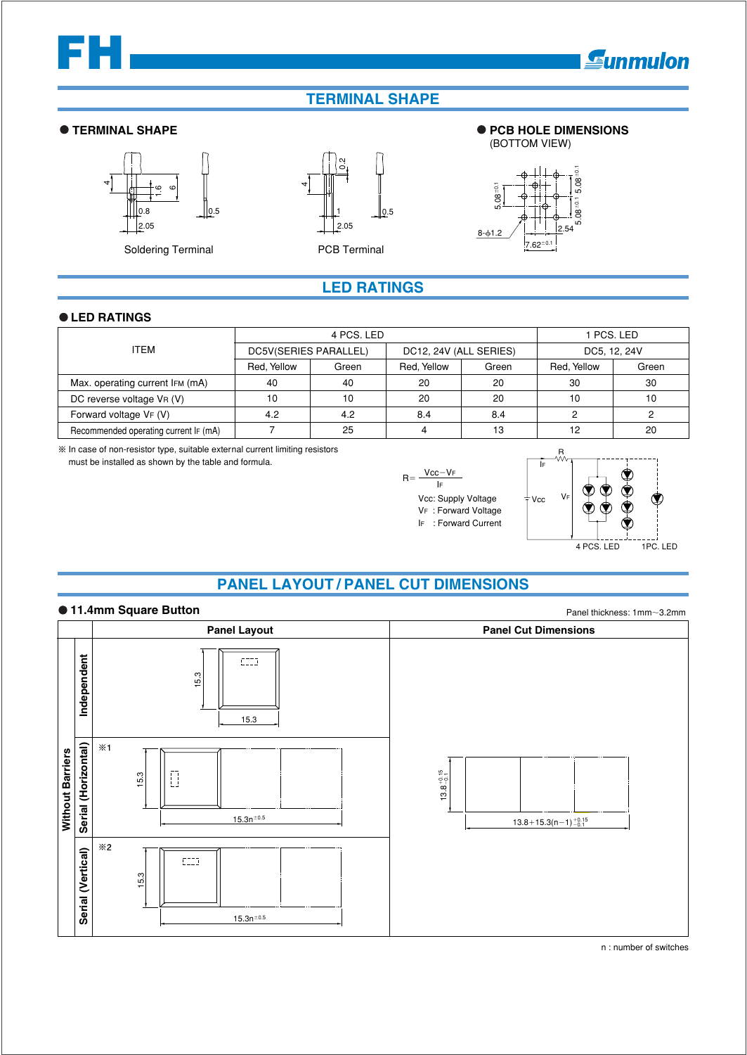## TERMINAL SHAPE

**● TERMINAL SHAPE**

Soldering Terminal

PCB Terminal

**● PCB HOLE DIMENSIONS**
(BOTTOM VIEW)

## LED RATINGS

**● LED RATINGS**

| ITEM | 4 PCS. LED | | | | 1 PCS. LED | |
|---|---|---|---|---|---|---|
| | DC5V(SERIES PARALLEL) | | DC12, 24V (ALL SERIES) | | DC5, 12, 24V | |
| | Red, Yellow | Green | Red, Yellow | Green | Red, Yellow | Green |
| Max. operating current $I_{FM}$ (mA) | 40 | 40 | 20 | 20 | 30 | 30 |
| DC reverse voltage $V_R$ (V) | 10 | 10 | 20 | 20 | 10 | 10 |
| Forward voltage $V_F$ (V) | 4.2 | 4.2 | 8.4 | 8.4 | 2 | 2 |
| Recommended operating current $I_F$ (mA) | 7 | 25 | 4 | 13 | 12 | 20 |

※ In case of non-resistor type, suitable external current limiting resistors must be installed as shown by the table and formula.

$$R = \frac{Vcc - V_F}{I_F}$$

Vcc: Supply Voltage
$V_F$ : Forward Voltage
$I_F$ : Forward Current

4 PCS. LED 1PC. LED

## PANEL LAYOUT / PANEL CUT DIMENSIONS

**● 11.4mm Square Button**

Panel thickness: 1mm～3.2mm

| | | Panel Layout | Panel Cut Dimensions |
|---|---|---|---|
| Without Barriers | Independent | 15.3 × 15.3 | |
| | Serial (Horizontal) | ※1 15.3, $15.3n^{\pm0.5}$ | $13.8^{+0.15}_{-0.1}$, $13.8+15.3(n-1)^{+0.15}_{-0.1}$ |
| | Serial (Vertical) | ※2 15.3, $15.3n^{\pm0.5}$ | |

n : number of switches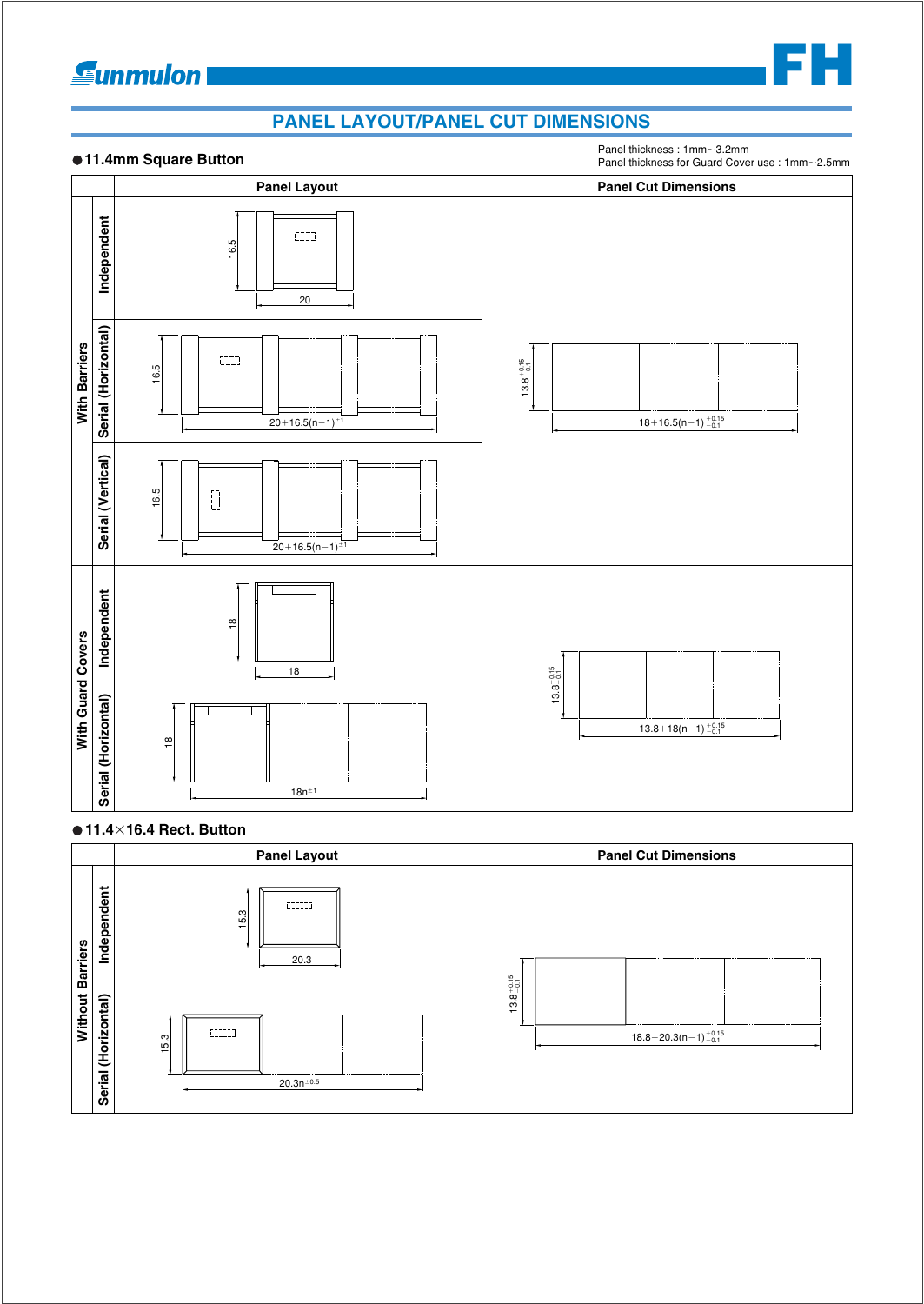# PANEL LAYOUT/PANEL CUT DIMENSIONS

## ● 11.4mm Square Button

Panel thickness : 1mm~3.2mm
Panel thickness for Guard Cover use : 1mm~2.5mm

| | | Panel Layout | Panel Cut Dimensions |
|---|---|---|---|
| With Barriers | Independent | 16.5 × 20 | $13.8^{+0.15}_{-0.1}$ × $18+16.5(n-1)^{+0.15}_{-0.1}$ |
| | Serial (Horizontal) | 16.5 × $20+16.5(n-1)^{\pm 1}$ | |
| | Serial (Vertical) | 16.5 × $20+16.5(n-1)^{\pm 1}$ | |
| With Guard Covers | Independent | 18 × 18 | $13.8^{+0.15}_{-0.1}$ × $13.8+18(n-1)^{+0.15}_{-0.1}$ |
| | Serial (Horizontal) | 18 × $18n^{\pm 1}$ | |

## ● 11.4×16.4 Rect. Button

| | | Panel Layout | Panel Cut Dimensions |
|---|---|---|---|
| Without Barriers | Independent | 15.3 × 20.3 | $13.8^{+0.15}_{-0.1}$ × $18.8+20.3(n-1)^{+0.15}_{-0.1}$ |
| | Serial (Horizontal) | 15.3 × $20.3n^{\pm 0.5}$ | |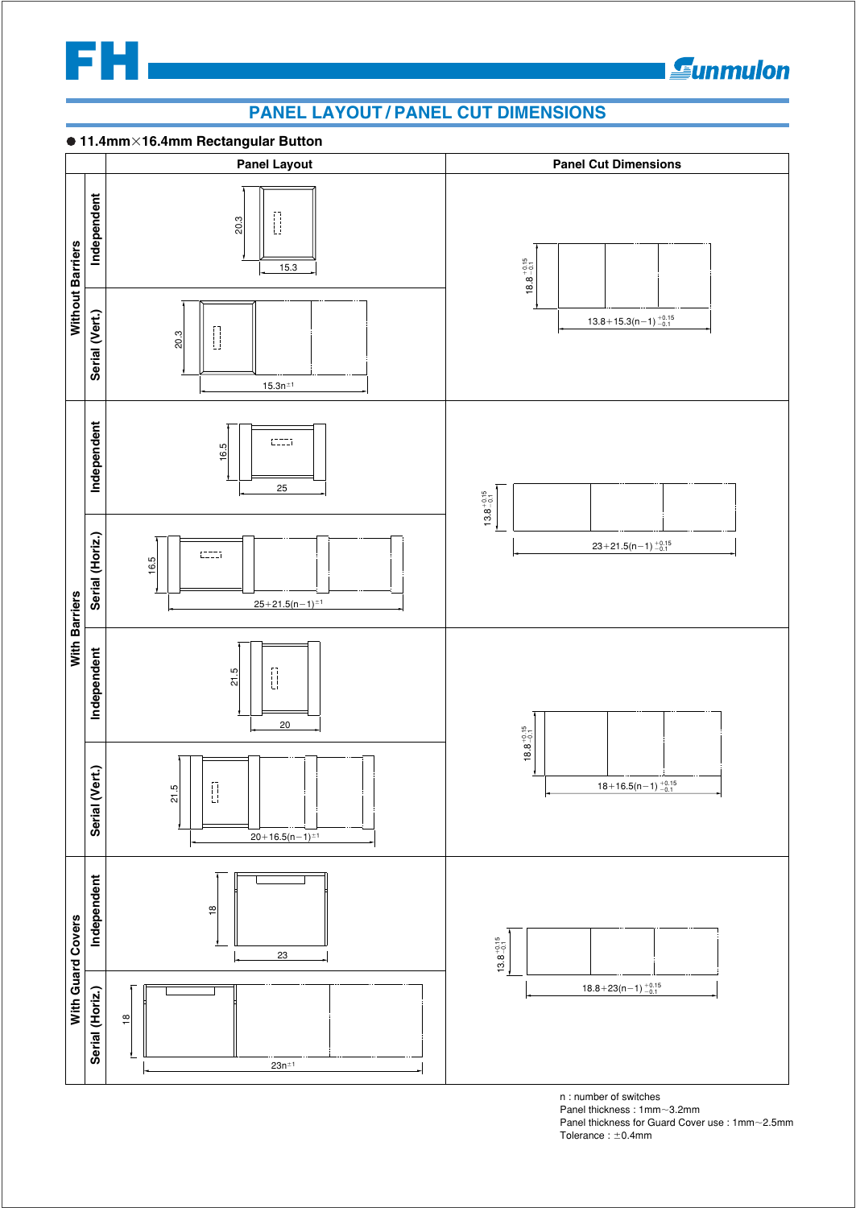## PANEL LAYOUT / PANEL CUT DIMENSIONS

● 11.4mm×16.4mm Rectangular Button

| | | Panel Layout | Panel Cut Dimensions |
|---|---|---|---|
| Without Barriers | Independent | 20.3 × 15.3 | $18.8^{+0.15}_{-0.1}$ × $13.8+15.3(n-1)^{+0.15}_{-0.1}$ |
| | Serial (Vert.) | 20.3 × $15.3n^{\pm1}$ | |
| With Barriers | Independent | 16.5 × 25 | $13.8^{+0.15}_{-0.1}$ × $23+21.5(n-1)^{+0.15}_{-0.1}$ |
| | Serial (Horiz.) | 16.5 × $25+21.5(n-1)^{\pm1}$ | |
| | Independent | 21.5 × 20 | $18.8^{+0.15}_{-0.1}$ × $18+16.5(n-1)^{+0.15}_{-0.1}$ |
| | Serial (Vert.) | 21.5 × $20+16.5(n-1)^{\pm1}$ | |
| With Guard Covers | Independent | 18 × 23 | $13.8^{+0.15}_{-0.1}$ × $18.8+23(n-1)^{+0.15}_{-0.1}$ |
| | Serial (Horiz.) | 18 × $23n^{\pm1}$ | |

n : number of switches
Panel thickness : 1mm~3.2mm
Panel thickness for Guard Cover use : 1mm~2.5mm
Tolerance : ±0.4mm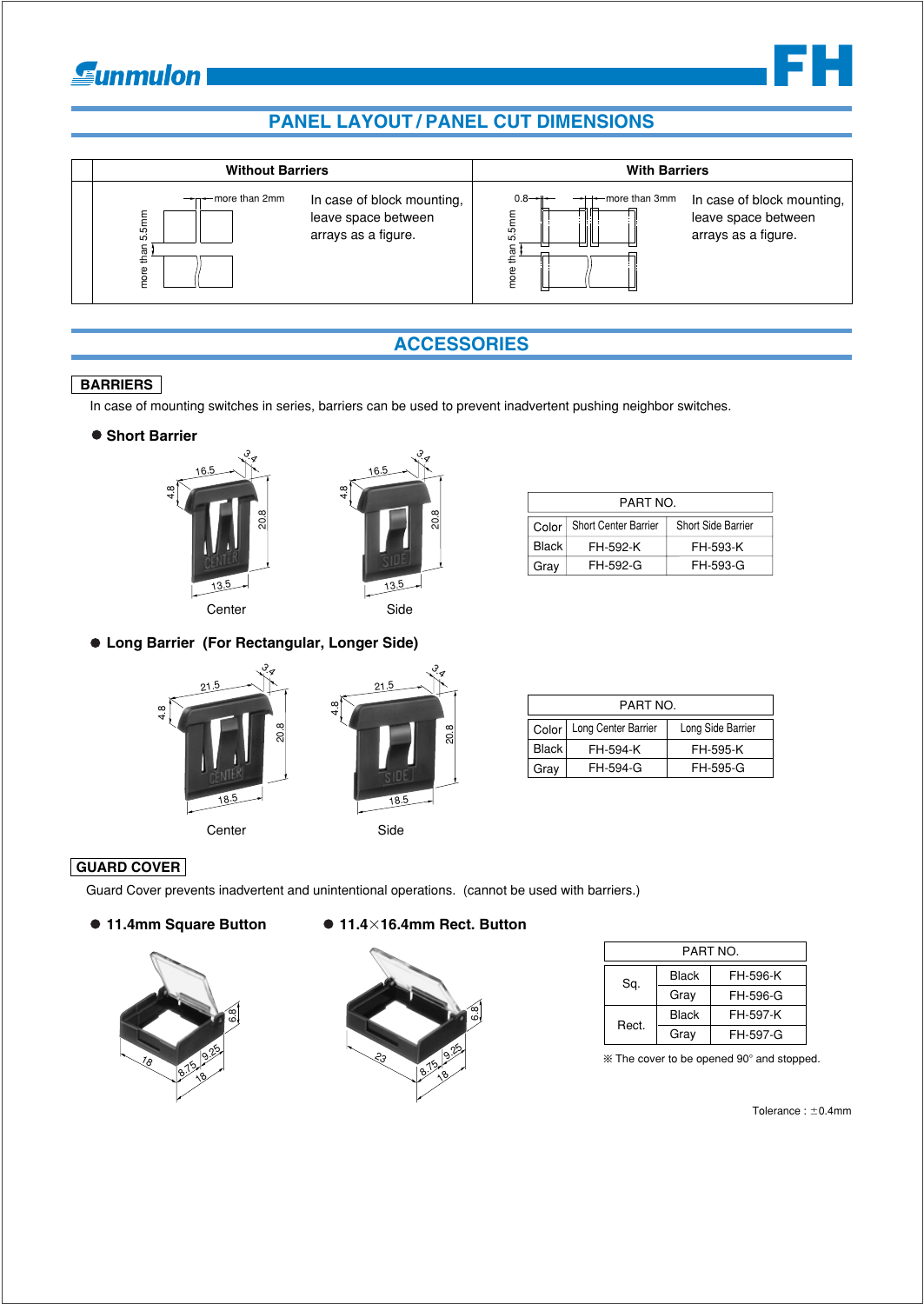## PANEL LAYOUT / PANEL CUT DIMENSIONS

| Without Barriers | With Barriers |
|---|---|
| more than 2mm; more than 5.5mm — In case of block mounting, leave space between arrays as a figure. | 0.8; more than 3mm; more than 5.5mm — In case of block mounting, leave space between arrays as a figure. |

## ACCESSORIES

**BARRIERS**

In case of mounting switches in series, barriers can be used to prevent inadvertent pushing neighbor switches.

● **Short Barrier**

Center    Side

| PART NO. | | |
|---|---|---|
| Color | Short Center Barrier | Short Side Barrier |
| Black | FH-592-K | FH-593-K |
| Gray | FH-592-G | FH-593-G |

● **Long Barrier (For Rectangular, Longer Side)**

Center    Side

| PART NO. | | |
|---|---|---|
| Color | Long Center Barrier | Long Side Barrier |
| Black | FH-594-K | FH-595-K |
| Gray | FH-594-G | FH-595-G |

**GUARD COVER**

Guard Cover prevents inadvertent and unintentional operations. (cannot be used with barriers.)

● **11.4mm Square Button**

● **11.4×16.4mm Rect. Button**

| PART NO. | | |
|---|---|---|
| Sq. | Black | FH-596-K |
| | Gray | FH-596-G |
| Rect. | Black | FH-597-K |
| | Gray | FH-597-G |

※ The cover to be opened 90° and stopped.

Tolerance : ±0.4mm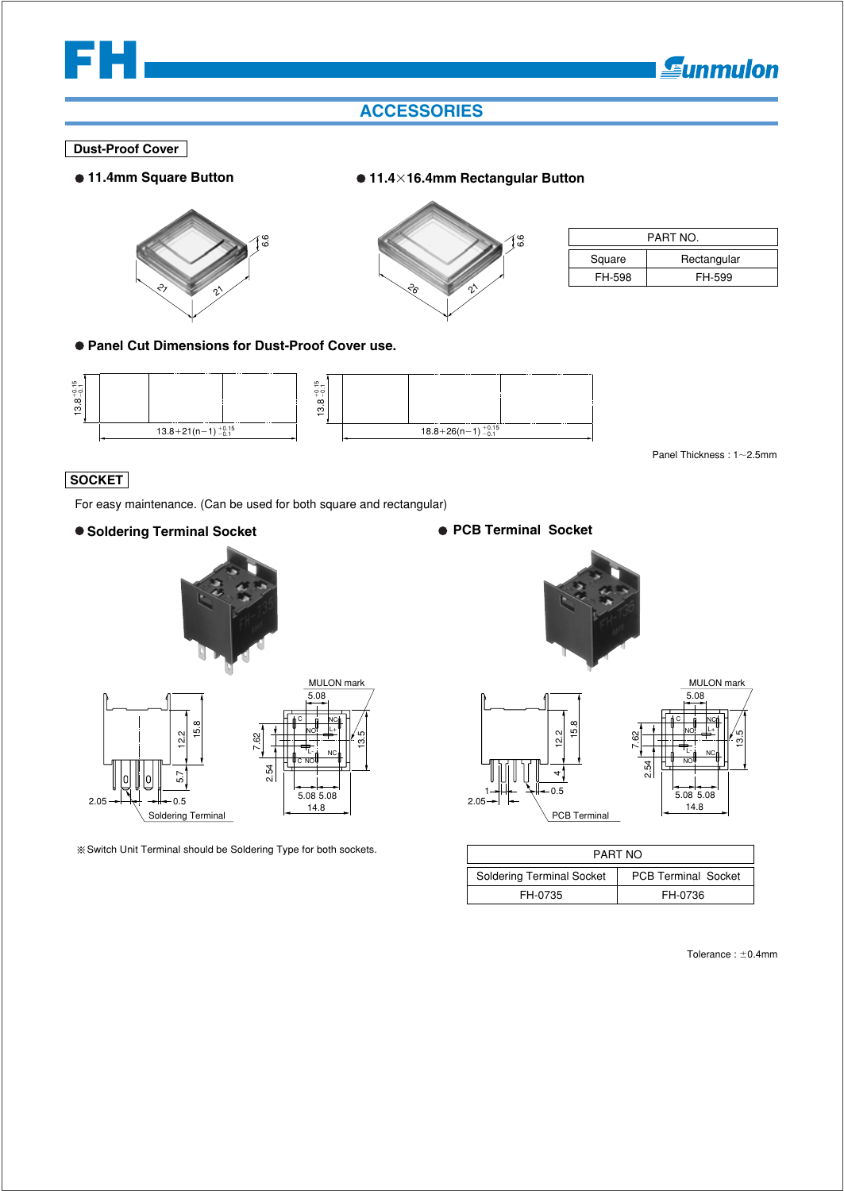# ACCESSORIES

## Dust-Proof Cover

- **11.4mm Square Button**
- **11.4×16.4mm Rectangular Button**

| PART NO. | |
|---|---|
| Square | Rectangular |
| FH-598 | FH-599 |

- **Panel Cut Dimensions for Dust-Proof Cover use.**

$13.8^{+0.15}_{-0.1}$ ; $13.8+21(n-1)^{+0.15}_{-0.1}$

$13.8^{+0.15}_{-0.1}$ ; $18.8+26(n-1)^{+0.15}_{-0.1}$

Panel Thickness : 1～2.5mm

## SOCKET

For easy maintenance. (Can be used for both square and rectangular)

- **Soldering Terminal Socket**
- **PCB Terminal Socket**

※Switch Unit Terminal should be Soldering Type for both sockets.

| PART NO | |
|---|---|
| Soldering Terminal Socket | PCB Terminal Socket |
| FH-0735 | FH-0736 |

Tolerance : ±0.4mm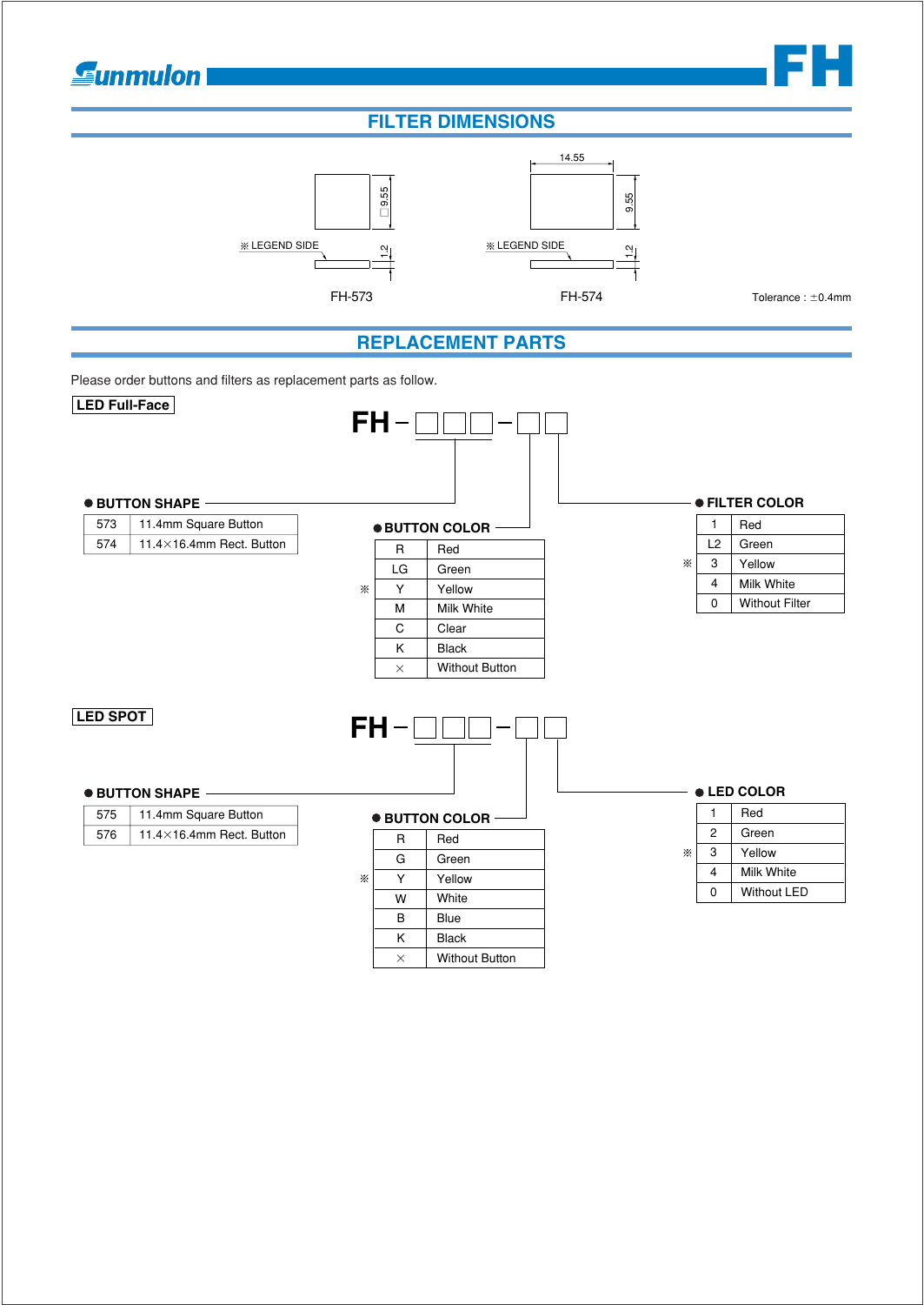## FILTER DIMENSIONS

FH-573: □9.55, thickness 1.2, ※ LEGEND SIDE

FH-574: 14.55 × 9.55, thickness 1.2, ※ LEGEND SIDE

Tolerance : ±0.4mm

## REPLACEMENT PARTS

Please order buttons and filters as replacement parts as follow.

**LED Full-Face**

**FH – □□□ – □□**

● **BUTTON SHAPE**

| Code | Shape |
|---|---|
| 573 | 11.4mm Square Button |
| 574 | 11.4×16.4mm Rect. Button |

● **BUTTON COLOR**

| | Code | Color |
|---|---|---|
| | R | Red |
| | LG | Green |
| ※ | Y | Yellow |
| | M | Milk White |
| | C | Clear |
| | K | Black |
| | × | Without Button |

● **FILTER COLOR**

| | Code | Color |
|---|---|---|
| | 1 | Red |
| | L2 | Green |
| ※ | 3 | Yellow |
| | 4 | Milk White |
| | 0 | Without Filter |

**LED SPOT**

**FH – □□□ – □□**

● **BUTTON SHAPE**

| Code | Shape |
|---|---|
| 575 | 11.4mm Square Button |
| 576 | 11.4×16.4mm Rect. Button |

● **BUTTON COLOR**

| | Code | Color |
|---|---|---|
| | R | Red |
| | G | Green |
| ※ | Y | Yellow |
| | W | White |
| | B | Blue |
| | K | Black |
| | × | Without Button |

● **LED COLOR**

| | Code | Color |
|---|---|---|
| | 1 | Red |
| | 2 | Green |
| ※ | 3 | Yellow |
| | 4 | Milk White |
| | 0 | Without LED |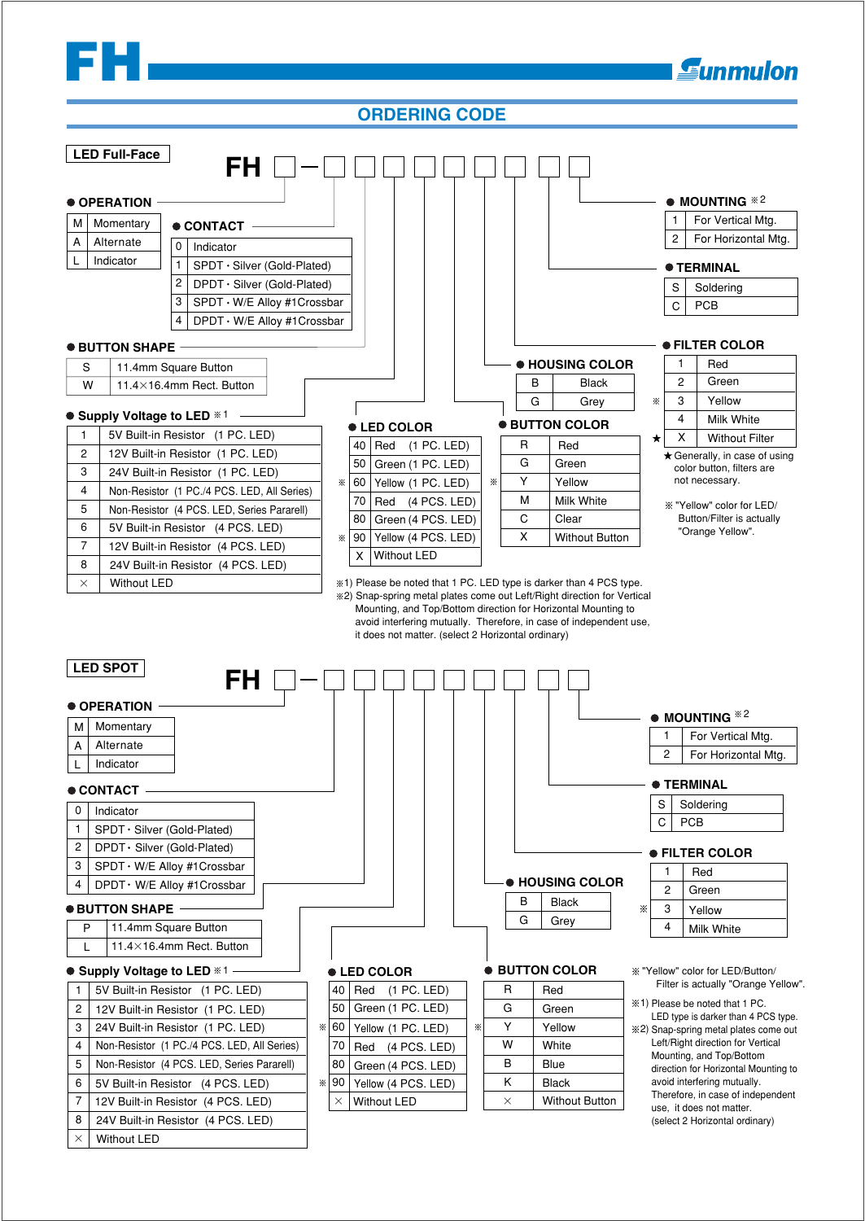# FH

Sunmulon

## ORDERING CODE

### LED Full-Face

FH □ – □ □ □ □ □ □ □ □ □

**● OPERATION**

| | |
|---|---|
| M | Momentary |
| A | Alternate |
| L | Indicator |

**● CONTACT**

| | |
|---|---|
| 0 | Indicator |
| 1 | SPDT・Silver (Gold-Plated) |
| 2 | DPDT・Silver (Gold-Plated) |
| 3 | SPDT・W/E Alloy #1Crossbar |
| 4 | DPDT・W/E Alloy #1Crossbar |

**● BUTTON SHAPE**

| | |
|---|---|
| S | 11.4mm Square Button |
| W | 11.4×16.4mm Rect. Button |

**● Supply Voltage to LED** ※1

| | |
|---|---|
| 1 | 5V Built-in Resistor (1 PC. LED) |
| 2 | 12V Built-in Resistor (1 PC. LED) |
| 3 | 24V Built-in Resistor (1 PC. LED) |
| 4 | Non-Resistor (1 PC./4 PCS. LED, All Series) |
| 5 | Non-Resistor (4 PCS. LED, Series Pararell) |
| 6 | 5V Built-in Resistor (4 PCS. LED) |
| 7 | 12V Built-in Resistor (4 PCS. LED) |
| 8 | 24V Built-in Resistor (4 PCS. LED) |
| × | Without LED |

**● LED COLOR**

| | | |
|---|---|---|
| | 40 | Red (1 PC. LED) |
| | 50 | Green (1 PC. LED) |
| ※ | 60 | Yellow (1 PC. LED) |
| | 70 | Red (4 PCS. LED) |
| | 80 | Green (4 PCS. LED) |
| ※ | 90 | Yellow (4 PCS. LED) |
| | X | Without LED |

**● BUTTON COLOR**

| | | |
|---|---|---|
| | R | Red |
| | G | Green |
| ※ | Y | Yellow |
| | M | Milk White |
| | C | Clear |
| | X | Without Button |

**● HOUSING COLOR**

| | |
|---|---|
| B | Black |
| G | Grey |

**● FILTER COLOR**

| | | |
|---|---|---|
| | 1 | Red |
| | 2 | Green |
| ※ | 3 | Yellow |
| | 4 | Milk White |
| ★ | X | Without Filter |

★Generally, in case of using color button, filters are not necessary.

※ "Yellow" color for LED/ Button/Filter is actually "Orange Yellow".

**● TERMINAL**

| | |
|---|---|
| S | Soldering |
| C | PCB |

**● MOUNTING** ※2

| | |
|---|---|
| 1 | For Vertical Mtg. |
| 2 | For Horizontal Mtg. |

※1) Please be noted that 1 PC. LED type is darker than 4 PCS type.
※2) Snap-spring metal plates come out Left/Right direction for Vertical Mounting, and Top/Bottom direction for Horizontal Mounting to avoid interfering mutually. Therefore, in case of independent use, it does not matter. (select 2 Horizontal ordinary)

### LED SPOT

FH □ – □ □ □ □ □ □ □ □ □

**● OPERATION**

| | |
|---|---|
| M | Momentary |
| A | Alternate |
| L | Indicator |

**● CONTACT**

| | |
|---|---|
| 0 | Indicator |
| 1 | SPDT・Silver (Gold-Plated) |
| 2 | DPDT・Silver (Gold-Plated) |
| 3 | SPDT・W/E Alloy #1Crossbar |
| 4 | DPDT・W/E Alloy #1Crossbar |

**● BUTTON SHAPE**

| | |
|---|---|
| P | 11.4mm Square Button |
| L | 11.4×16.4mm Rect. Button |

**● Supply Voltage to LED** ※1

| | |
|---|---|
| 1 | 5V Built-in Resistor (1 PC. LED) |
| 2 | 12V Built-in Resistor (1 PC. LED) |
| 3 | 24V Built-in Resistor (1 PC. LED) |
| 4 | Non-Resistor (1 PC./4 PCS. LED, All Series) |
| 5 | Non-Resistor (4 PCS. LED, Series Pararell) |
| 6 | 5V Built-in Resistor (4 PCS. LED) |
| 7 | 12V Built-in Resistor (4 PCS. LED) |
| 8 | 24V Built-in Resistor (4 PCS. LED) |
| × | Without LED |

**● LED COLOR**

| | | |
|---|---|---|
| | 40 | Red (1 PC. LED) |
| | 50 | Green (1 PC. LED) |
| ※ | 60 | Yellow (1 PC. LED) |
| | 70 | Red (4 PCS. LED) |
| | 80 | Green (4 PCS. LED) |
| ※ | 90 | Yellow (4 PCS. LED) |
| | × | Without LED |

**● BUTTON COLOR**

| | | |
|---|---|---|
| | R | Red |
| | G | Green |
| ※ | Y | Yellow |
| | W | White |
| | B | Blue |
| | K | Black |
| | × | Without Button |

**● HOUSING COLOR**

| | |
|---|---|
| B | Black |
| G | Grey |

**● FILTER COLOR**

| | | |
|---|---|---|
| | 1 | Red |
| | 2 | Green |
| ※ | 3 | Yellow |
| | 4 | Milk White |

**● TERMINAL**

| | |
|---|---|
| S | Soldering |
| C | PCB |

**● MOUNTING** ※2

| | |
|---|---|
| 1 | For Vertical Mtg. |
| 2 | For Horizontal Mtg. |

※ "Yellow" color for LED/Button/ Filter is actually "Orange Yellow".

※1) Please be noted that 1 PC. LED type is darker than 4 PCS type.
※2) Snap-spring metal plates come out Left/Right direction for Vertical Mounting, and Top/Bottom direction for Horizontal Mounting to avoid interfering mutually. Therefore, in case of independent use, it does not matter. (select 2 Horizontal ordinary)